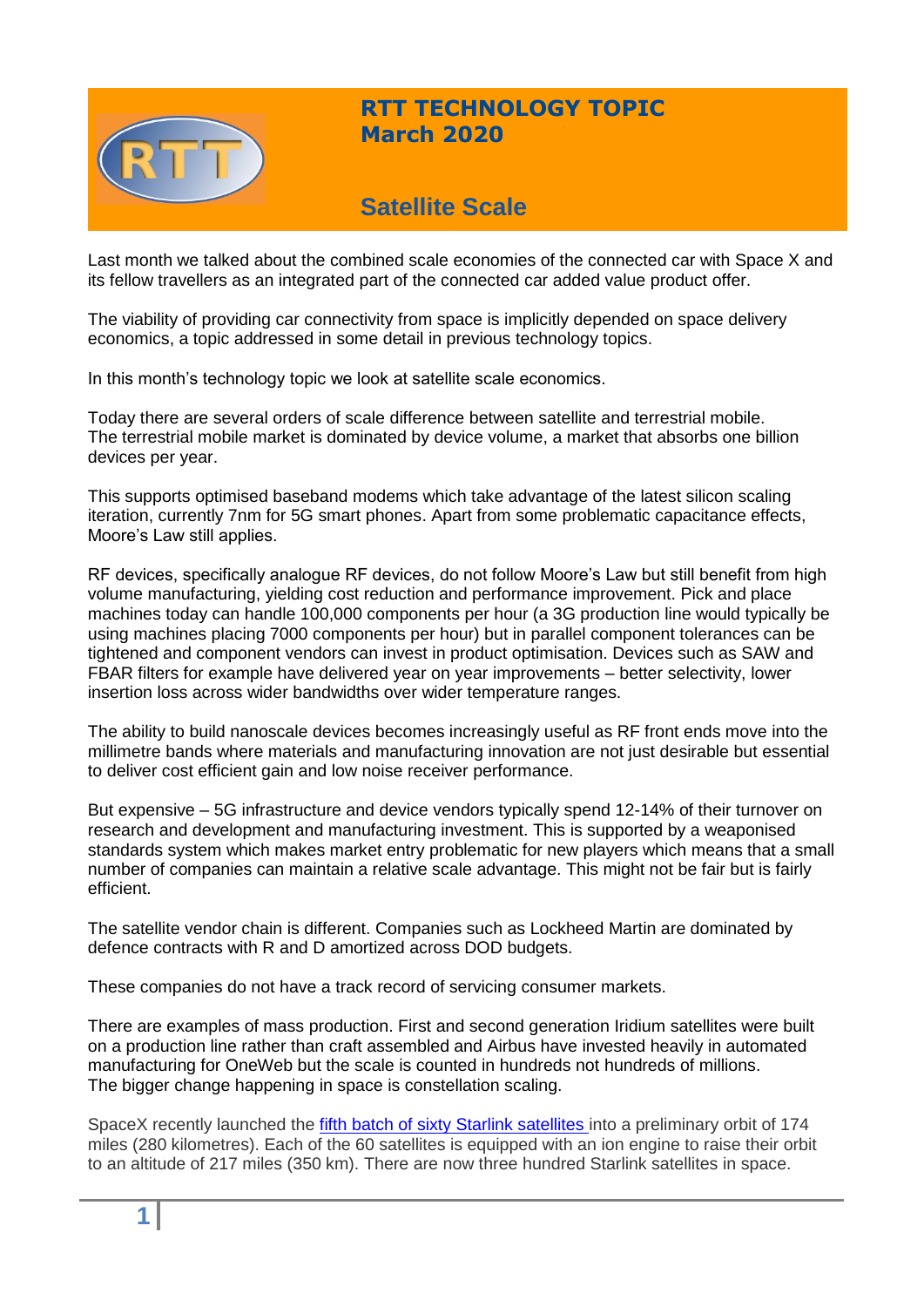# RTT TECHNOLOGY TOPIC
## March 2020

# Satellite Scale

Last month we talked about the combined scale economies of the connected car with Space X and its fellow travellers as an integrated part of the connected car added value product offer.

The viability of providing car connectivity from space is implicitly depended on space delivery economics, a topic addressed in some detail in previous technology topics.

In this month's technology topic we look at satellite scale economics.

Today there are several orders of scale difference between satellite and terrestrial mobile. The terrestrial mobile market is dominated by device volume, a market that absorbs one billion devices per year.

This supports optimised baseband modems which take advantage of the latest silicon scaling iteration, currently 7nm for 5G smart phones. Apart from some problematic capacitance effects, Moore's Law still applies.

RF devices, specifically analogue RF devices, do not follow Moore's Law but still benefit from high volume manufacturing, yielding cost reduction and performance improvement. Pick and place machines today can handle 100,000 components per hour (a 3G production line would typically be using machines placing 7000 components per hour) but in parallel component tolerances can be tightened and component vendors can invest in product optimisation. Devices such as SAW and FBAR filters for example have delivered year on year improvements – better selectivity, lower insertion loss across wider bandwidths over wider temperature ranges.

The ability to build nanoscale devices becomes increasingly useful as RF front ends move into the millimetre bands where materials and manufacturing innovation are not just desirable but essential to deliver cost efficient gain and low noise receiver performance.

But expensive – 5G infrastructure and device vendors typically spend 12-14% of their turnover on research and development and manufacturing investment. This is supported by a weaponised standards system which makes market entry problematic for new players which means that a small number of companies can maintain a relative scale advantage. This might not be fair but is fairly efficient.

The satellite vendor chain is different. Companies such as Lockheed Martin are dominated by defence contracts with R and D amortized across DOD budgets.

These companies do not have a track record of servicing consumer markets.

There are examples of mass production. First and second generation Iridium satellites were built on a production line rather than craft assembled and Airbus have invested heavily in automated manufacturing for OneWeb but the scale is counted in hundreds not hundreds of millions. The bigger change happening in space is constellation scaling.

SpaceX recently launched the [fifth batch of sixty Starlink satellites](#) into a preliminary orbit of 174 miles (280 kilometres). Each of the 60 satellites is equipped with an ion engine to raise their orbit to an altitude of 217 miles (350 km). There are now three hundred Starlink satellites in space.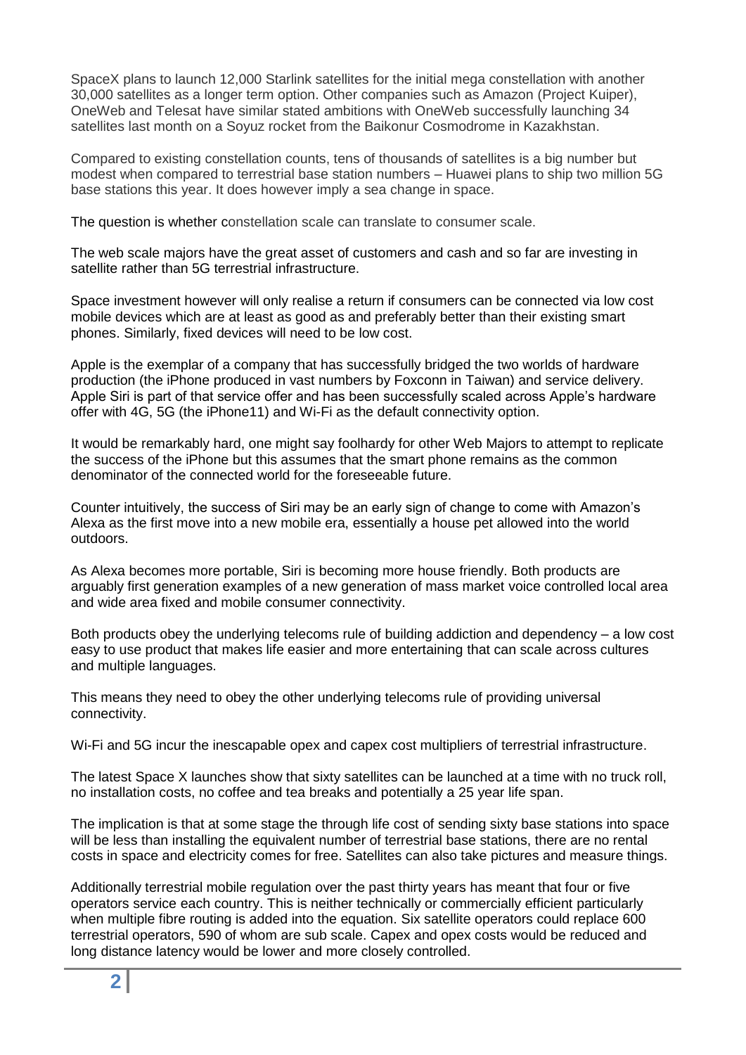SpaceX plans to launch 12,000 Starlink satellites for the initial mega constellation with another 30,000 satellites as a longer term option. Other companies such as Amazon (Project Kuiper), OneWeb and Telesat have similar stated ambitions with OneWeb successfully launching 34 satellites last month on a Soyuz rocket from the Baikonur Cosmodrome in Kazakhstan.

Compared to existing constellation counts, tens of thousands of satellites is a big number but modest when compared to terrestrial base station numbers – Huawei plans to ship two million 5G base stations this year. It does however imply a sea change in space.

The question is whether constellation scale can translate to consumer scale.

The web scale majors have the great asset of customers and cash and so far are investing in satellite rather than 5G terrestrial infrastructure.

Space investment however will only realise a return if consumers can be connected via low cost mobile devices which are at least as good as and preferably better than their existing smart phones. Similarly, fixed devices will need to be low cost.

Apple is the exemplar of a company that has successfully bridged the two worlds of hardware production (the iPhone produced in vast numbers by Foxconn in Taiwan) and service delivery. Apple Siri is part of that service offer and has been successfully scaled across Apple's hardware offer with 4G, 5G (the iPhone11) and Wi-Fi as the default connectivity option.

It would be remarkably hard, one might say foolhardy for other Web Majors to attempt to replicate the success of the iPhone but this assumes that the smart phone remains as the common denominator of the connected world for the foreseeable future.

Counter intuitively, the success of Siri may be an early sign of change to come with Amazon's Alexa as the first move into a new mobile era, essentially a house pet allowed into the world outdoors.

As Alexa becomes more portable, Siri is becoming more house friendly. Both products are arguably first generation examples of a new generation of mass market voice controlled local area and wide area fixed and mobile consumer connectivity.

Both products obey the underlying telecoms rule of building addiction and dependency – a low cost easy to use product that makes life easier and more entertaining that can scale across cultures and multiple languages.

This means they need to obey the other underlying telecoms rule of providing universal connectivity.

Wi-Fi and 5G incur the inescapable opex and capex cost multipliers of terrestrial infrastructure.

The latest Space X launches show that sixty satellites can be launched at a time with no truck roll, no installation costs, no coffee and tea breaks and potentially a 25 year life span.

The implication is that at some stage the through life cost of sending sixty base stations into space will be less than installing the equivalent number of terrestrial base stations, there are no rental costs in space and electricity comes for free. Satellites can also take pictures and measure things.

Additionally terrestrial mobile regulation over the past thirty years has meant that four or five operators service each country. This is neither technically or commercially efficient particularly when multiple fibre routing is added into the equation. Six satellite operators could replace 600 terrestrial operators, 590 of whom are sub scale. Capex and opex costs would be reduced and long distance latency would be lower and more closely controlled.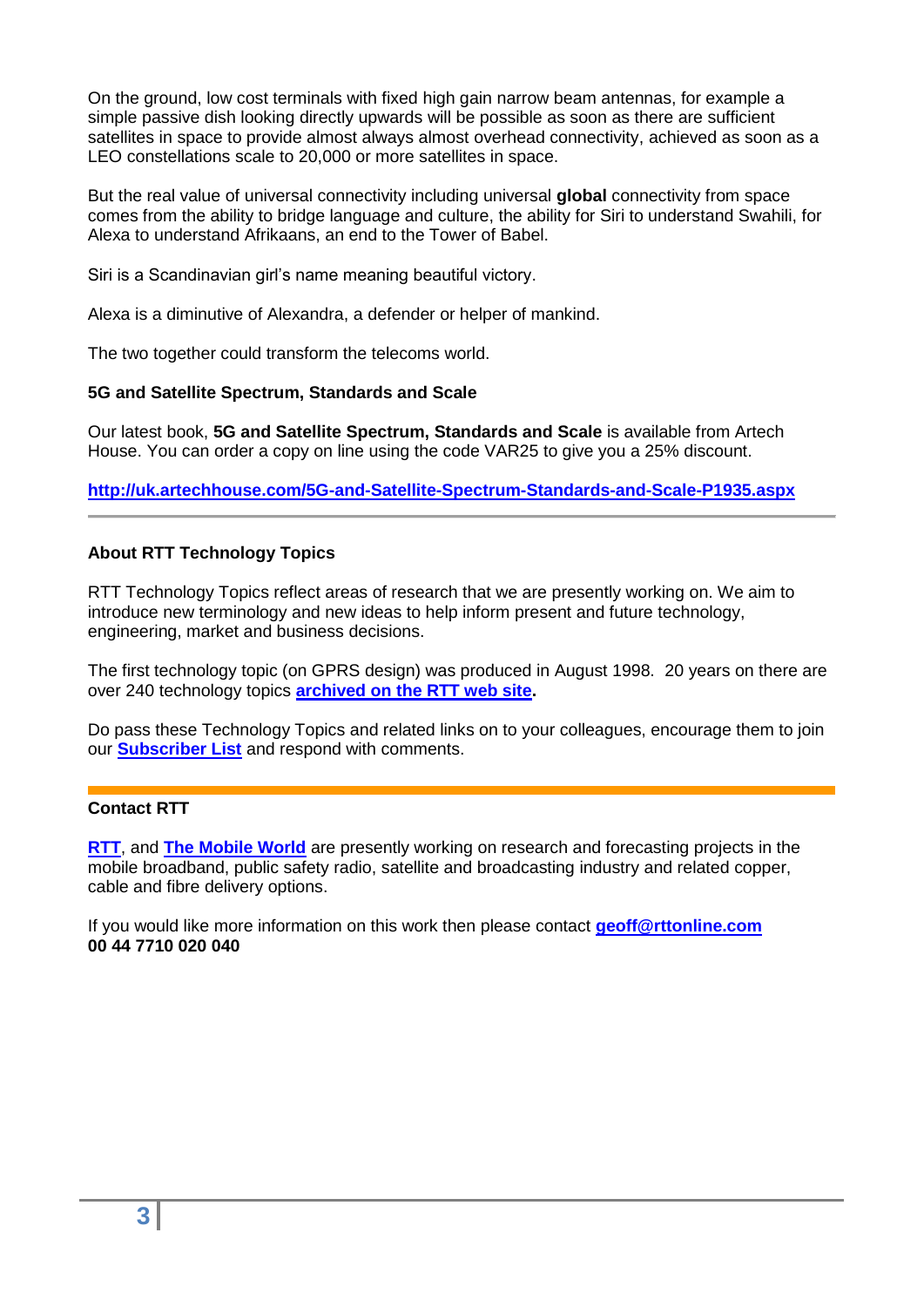On the ground, low cost terminals with fixed high gain narrow beam antennas, for example a simple passive dish looking directly upwards will be possible as soon as there are sufficient satellites in space to provide almost always almost overhead connectivity, achieved as soon as a LEO constellations scale to 20,000 or more satellites in space.

But the real value of universal connectivity including universal **global** connectivity from space comes from the ability to bridge language and culture, the ability for Siri to understand Swahili, for Alexa to understand Afrikaans, an end to the Tower of Babel.

Siri is a Scandinavian girl's name meaning beautiful victory.

Alexa is a diminutive of Alexandra, a defender or helper of mankind.

The two together could transform the telecoms world.

### 5G and Satellite Spectrum, Standards and Scale

Our latest book, **5G and Satellite Spectrum, Standards and Scale** is available from Artech House. You can order a copy on line using the code VAR25 to give you a 25% discount.

**http://uk.artechhouse.com/5G-and-Satellite-Spectrum-Standards-and-Scale-P1935.aspx**

---

### About RTT Technology Topics

RTT Technology Topics reflect areas of research that we are presently working on. We aim to introduce new terminology and new ideas to help inform present and future technology, engineering, market and business decisions.

The first technology topic (on GPRS design) was produced in August 1998. 20 years on there are over 240 technology topics **archived on the RTT web site.**

Do pass these Technology Topics and related links on to your colleagues, encourage them to join our **Subscriber List** and respond with comments.

---

### Contact RTT

**RTT**, and **The Mobile World** are presently working on research and forecasting projects in the mobile broadband, public safety radio, satellite and broadcasting industry and related copper, cable and fibre delivery options.

If you would like more information on this work then please contact **geoff@rttonline.com**
**00 44 7710 020 040**